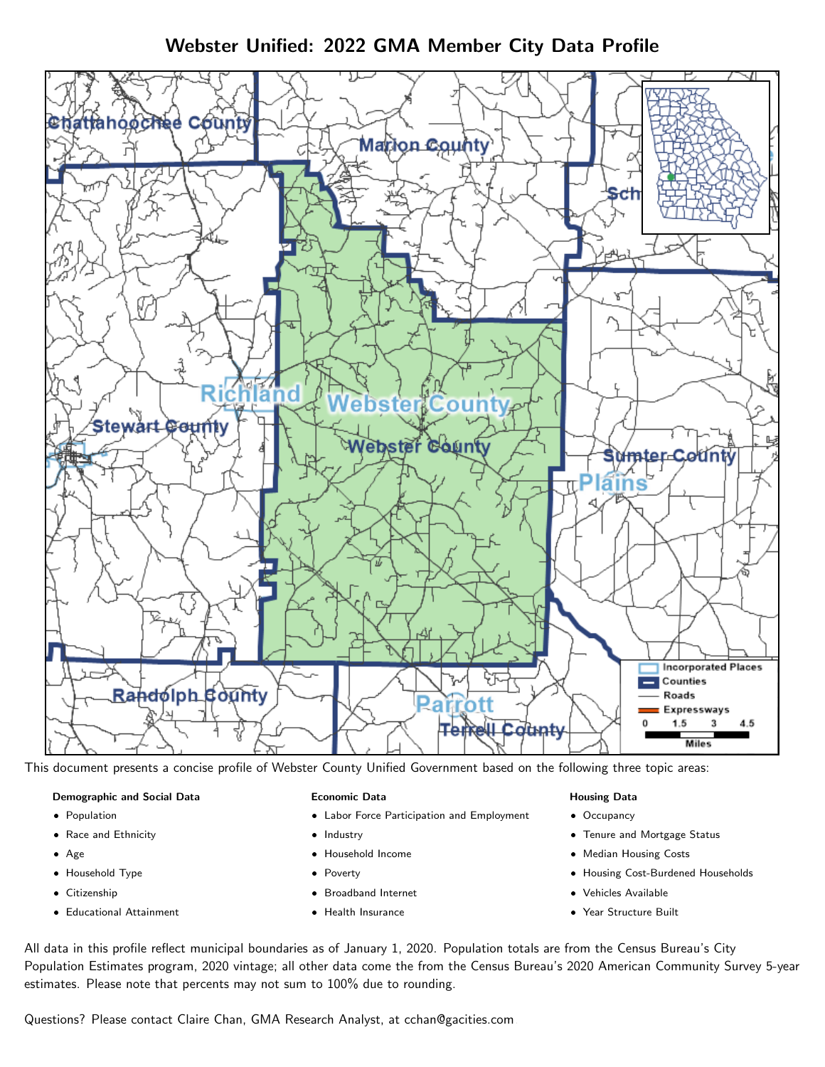# Webster Unified: 2022 GMA Member City Data Profile

This document presents a concise profile of Webster County Unified Government based on the following three topic areas:

**Demographic and Social Data**

- Population
- Race and Ethnicity
- Age
- Household Type
- Citizenship
- Educational Attainment

**Economic Data**

- Labor Force Participation and Employment
- Industry
- Household Income
- Poverty
- Broadband Internet
- Health Insurance

**Housing Data**

- Occupancy
- Tenure and Mortgage Status
- Median Housing Costs
- Housing Cost-Burdened Households
- Vehicles Available
- Year Structure Built

All data in this profile reflect municipal boundaries as of January 1, 2020. Population totals are from the Census Bureau's City Population Estimates program, 2020 vintage; all other data come the from the Census Bureau's 2020 American Community Survey 5-year estimates. Please note that percents may not sum to 100% due to rounding.

Questions? Please contact Claire Chan, GMA Research Analyst, at cchan@gacities.com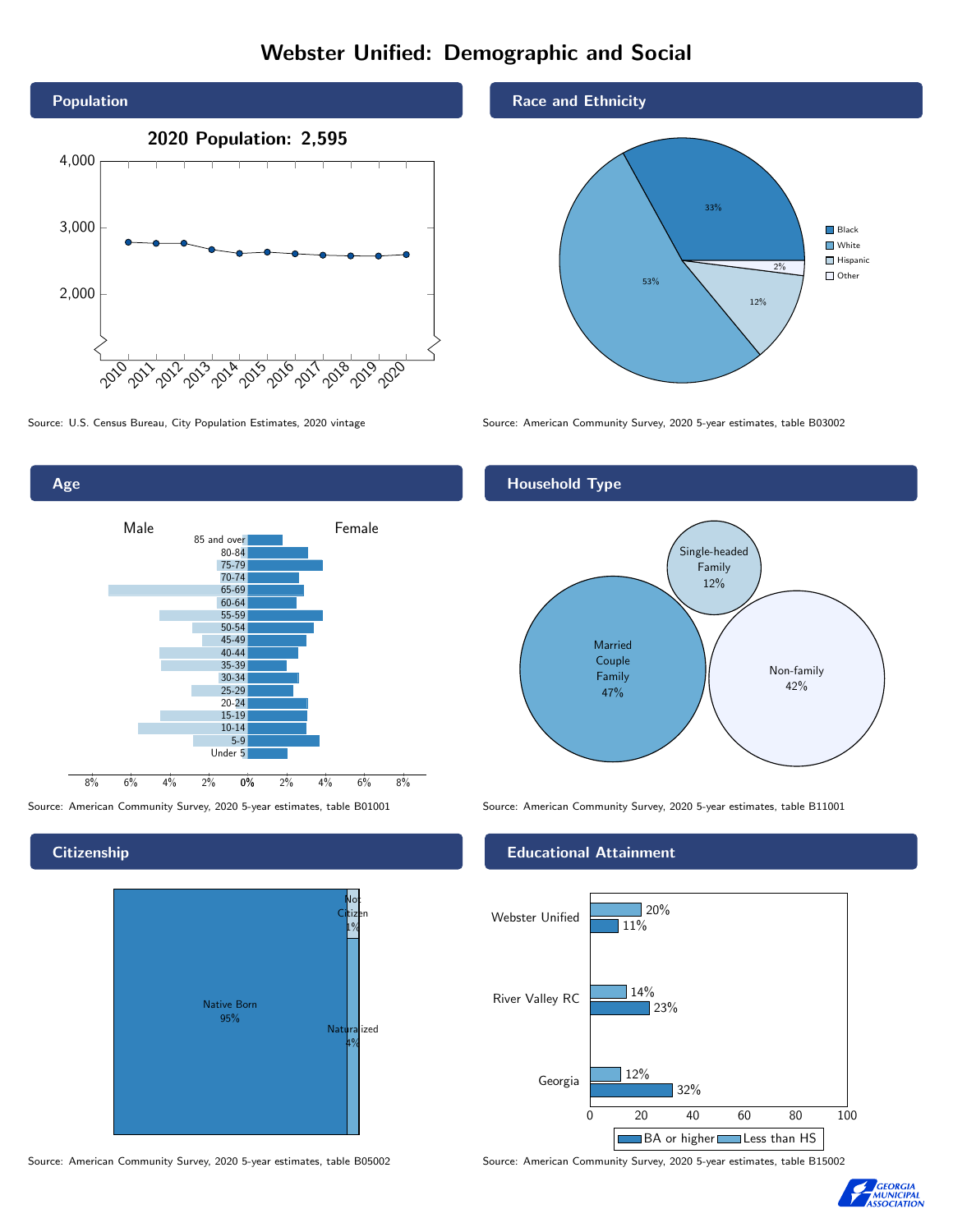# Webster Unified: Demographic and Social

## Population

2020 Population: 2,595

Source: U.S. Census Bureau, City Population Estimates, 2020 vintage

## Race and Ethnicity

| Race/Ethnicity | Percent |
|---|---|
| Black | 33% |
| White | 53% |
| Hispanic | 12% |
| Other | 2% |

Source: American Community Survey, 2020 5-year estimates, table B03002

## Age

Source: American Community Survey, 2020 5-year estimates, table B01001

## Household Type

| Household Type | Percent |
|---|---|
| Married Couple Family | 47% |
| Single-headed Family | 12% |
| Non-family | 42% |

Source: American Community Survey, 2020 5-year estimates, table B11001

## Citizenship

| Citizenship | Percent |
|---|---|
| Native Born | 95% |
| Naturalized | 4% |
| Not Citizen | 1% |

Source: American Community Survey, 2020 5-year estimates, table B05002

## Educational Attainment

| | Less than HS | BA or higher |
|---|---|---|
| Webster Unified | 20% | 11% |
| River Valley RC | 14% | 23% |
| Georgia | 12% | 32% |

Source: American Community Survey, 2020 5-year estimates, table B15002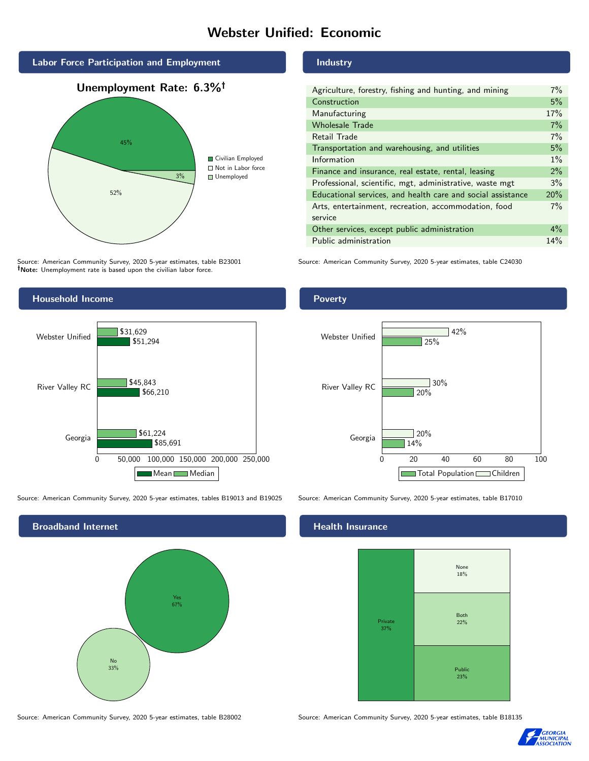# Webster Unified: Economic

## Labor Force Participation and Employment

**Unemployment Rate: 6.3%†**

| Category | Percent |
| --- | --- |
| Civilian Employed | 45% |
| Not in Labor force | 52% |
| Unemployed | 3% |

Source: American Community Survey, 2020 5-year estimates, table B23001
**†Note:** Unemployment rate is based upon the civilian labor force.

## Industry

| Industry | Percent |
| --- | --- |
| Agriculture, forestry, fishing and hunting, and mining | 7% |
| Construction | 5% |
| Manufacturing | 17% |
| Wholesale Trade | 7% |
| Retail Trade | 7% |
| Transportation and warehousing, and utilities | 5% |
| Information | 1% |
| Finance and insurance, real estate, rental, leasing | 2% |
| Professional, scientific, mgt, administrative, waste mgt | 3% |
| Educational services, and health care and social assistance | 20% |
| Arts, entertainment, recreation, accommodation, food service | 7% |
| Other services, except public administration | 4% |
| Public administration | 14% |

Source: American Community Survey, 2020 5-year estimates, table C24030

## Household Income

| | Median | Mean |
| --- | --- | --- |
| Webster Unified | $31,629 | $51,294 |
| River Valley RC | $45,843 | $66,210 |
| Georgia | $61,224 | $85,691 |

Source: American Community Survey, 2020 5-year estimates, tables B19013 and B19025

## Poverty

| | Children | Total Population |
| --- | --- | --- |
| Webster Unified | 42% | 25% |
| River Valley RC | 30% | 20% |
| Georgia | 20% | 14% |

Source: American Community Survey, 2020 5-year estimates, table B17010

## Broadband Internet

| | Percent |
| --- | --- |
| Yes | 67% |
| No | 33% |

Source: American Community Survey, 2020 5-year estimates, table B28002

## Health Insurance

| | Percent |
| --- | --- |
| Private | 37% |
| None | 18% |
| Both | 22% |
| Public | 23% |

Source: American Community Survey, 2020 5-year estimates, table B18135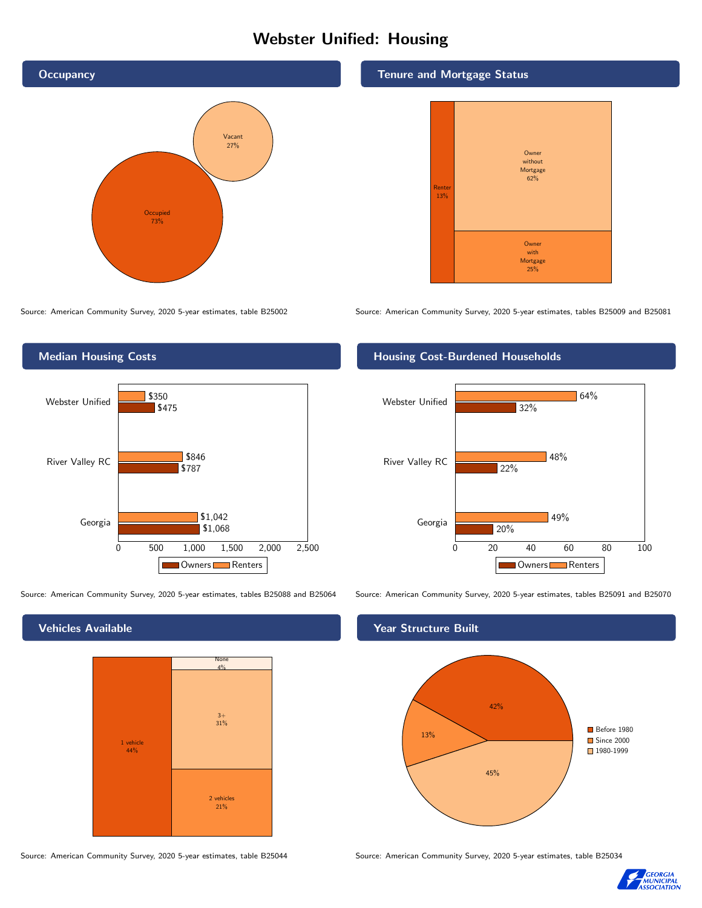# Webster Unified: Housing

## Occupancy

Vacant
27%

Occupied
73%

Source: American Community Survey, 2020 5-year estimates, table B25002

## Tenure and Mortgage Status

Renter
13%

Owner
without
Mortgage
62%

Owner
with
Mortgage
25%

Source: American Community Survey, 2020 5-year estimates, tables B25009 and B25081

## Median Housing Costs

Webster Unified
$350
$475

River Valley RC
$846
$787

Georgia
$1,042
$1,068

0
500
1,000
1,500
2,000
2,500

Owners
Renters

Source: American Community Survey, 2020 5-year estimates, tables B25088 and B25064

## Housing Cost-Burdened Households

Webster Unified
64%
32%

River Valley RC
48%
22%

Georgia
49%
20%

0
20
40
60
80
100

Owners
Renters

Source: American Community Survey, 2020 5-year estimates, tables B25091 and B25070

## Vehicles Available

1 vehicle
44%

None
4%

3+
31%

2 vehicles
21%

Source: American Community Survey, 2020 5-year estimates, table B25044

## Year Structure Built

42%
13%
45%

Before 1980
Since 2000
1980-1999

Source: American Community Survey, 2020 5-year estimates, table B25034